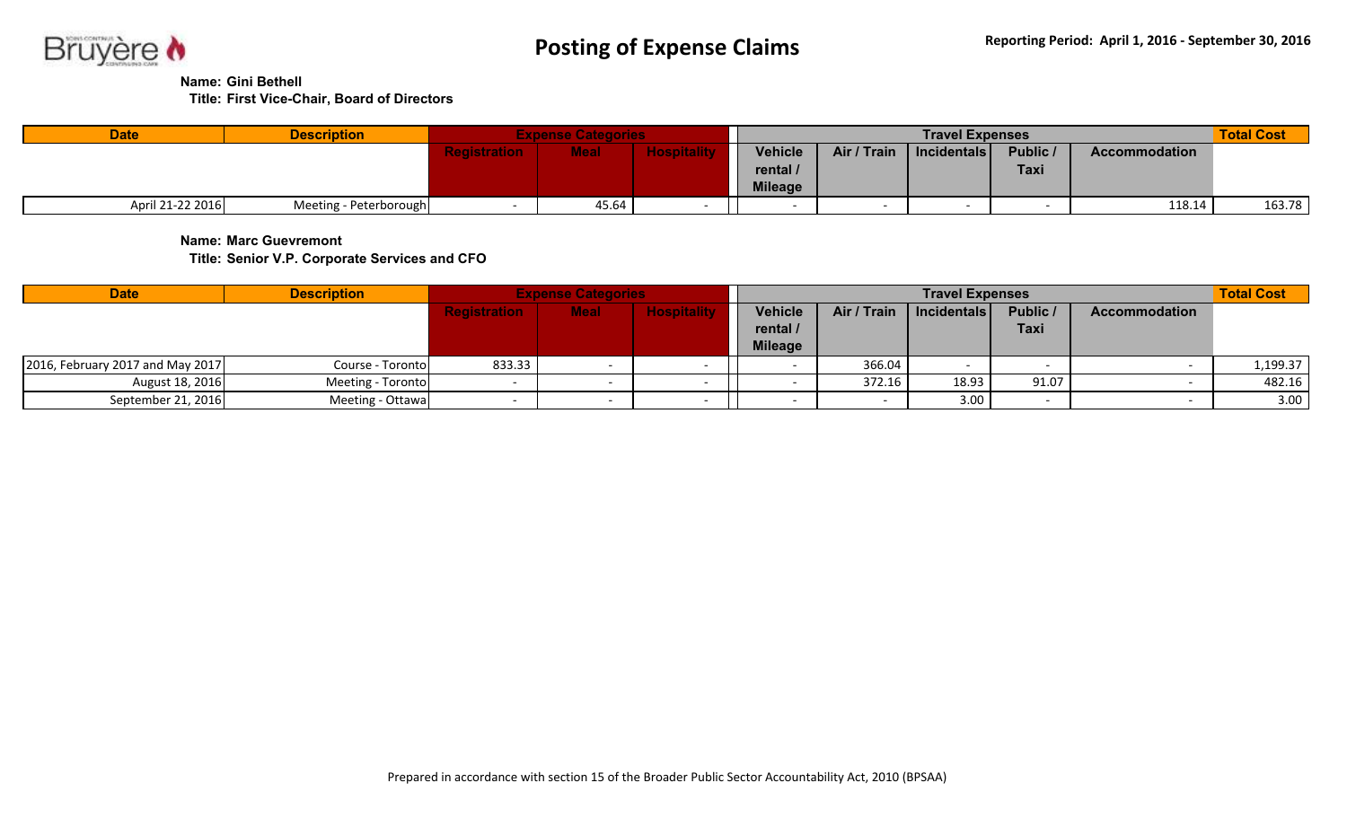# Posting of Expense Claims

**Reporting Period: April 1, 2016 - September 30, 2016**

**Name: Gini Bethell**
**Title: First Vice-Chair, Board of Directors**

| Date | Description | Expense Categories | | | Travel Expenses | | | | | Total Cost |
|---|---|---|---|---|---|---|---|---|---|---|
| | | Registration | Meal | Hospitality | Vehicle rental / Mileage | Air / Train | Incidentals | Public / Taxi | Accommodation | |
| April 21-22 2016 | Meeting - Peterborough | - | 45.64 | - | - | - | - | - | 118.14 | 163.78 |

**Name: Marc Guevremont**
**Title: Senior V.P. Corporate Services and CFO**

| Date | Description | Expense Categories | | | Travel Expenses | | | | | Total Cost |
|---|---|---|---|---|---|---|---|---|---|---|
| | | Registration | Meal | Hospitality | Vehicle rental / Mileage | Air / Train | Incidentals | Public / Taxi | Accommodation | |
| 2016, February 2017 and May 2017 | Course - Toronto | 833.33 | - | - | - | 366.04 | - | - | - | 1,199.37 |
| August 18, 2016 | Meeting - Toronto | - | - | - | - | 372.16 | 18.93 | 91.07 | - | 482.16 |
| September 21, 2016 | Meeting - Ottawa | - | - | - | - | - | 3.00 | - | - | 3.00 |

Prepared in accordance with section 15 of the Broader Public Sector Accountability Act, 2010 (BPSAA)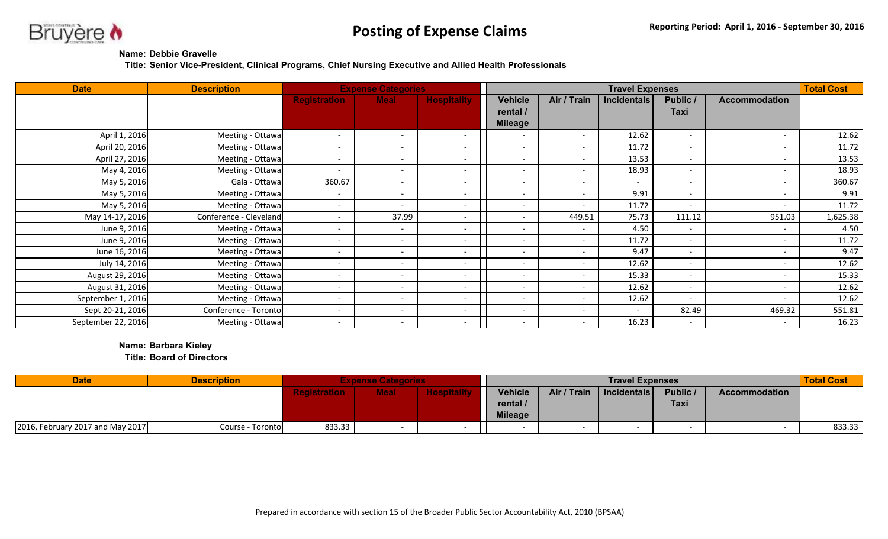# Posting of Expense Claims

**Reporting Period: April 1, 2016 - September 30, 2016**

**Name: Debbie Gravelle**
**Title: Senior Vice-President, Clinical Programs, Chief Nursing Executive and Allied Health Professionals**

| Date | Description | Expense Categories | | | Travel Expenses | | | | | Total Cost |
|---|---|---|---|---|---|---|---|---|---|---|
| | | Registration | Meal | Hospitality | Vehicle rental / Mileage | Air / Train | Incidentals | Public / Taxi | Accommodation | |
| April 1, 2016 | Meeting - Ottawa | - | - | - | - | - | 12.62 | - | - | 12.62 |
| April 20, 2016 | Meeting - Ottawa | - | - | - | - | - | 11.72 | - | - | 11.72 |
| April 27, 2016 | Meeting - Ottawa | - | - | - | - | - | 13.53 | - | - | 13.53 |
| May 4, 2016 | Meeting - Ottawa | - | - | - | - | - | 18.93 | - | - | 18.93 |
| May 5, 2016 | Gala - Ottawa | 360.67 | - | - | - | - | - | - | - | 360.67 |
| May 5, 2016 | Meeting - Ottawa | - | - | - | - | - | 9.91 | - | - | 9.91 |
| May 5, 2016 | Meeting - Ottawa | - | - | - | - | - | 11.72 | - | - | 11.72 |
| May 14-17, 2016 | Conference - Cleveland | - | 37.99 | - | - | 449.51 | 75.73 | 111.12 | 951.03 | 1,625.38 |
| June 9, 2016 | Meeting - Ottawa | - | - | - | - | - | 4.50 | - | - | 4.50 |
| June 9, 2016 | Meeting - Ottawa | - | - | - | - | - | 11.72 | - | - | 11.72 |
| June 16, 2016 | Meeting - Ottawa | - | - | - | - | - | 9.47 | - | - | 9.47 |
| July 14, 2016 | Meeting - Ottawa | - | - | - | - | - | 12.62 | - | - | 12.62 |
| August 29, 2016 | Meeting - Ottawa | - | - | - | - | - | 15.33 | - | - | 15.33 |
| August 31, 2016 | Meeting - Ottawa | - | - | - | - | - | 12.62 | - | - | 12.62 |
| September 1, 2016 | Meeting - Ottawa | - | - | - | - | - | 12.62 | - | - | 12.62 |
| Sept 20-21, 2016 | Conference - Toronto | - | - | - | - | - | - | 82.49 | 469.32 | 551.81 |
| September 22, 2016 | Meeting - Ottawa | - | - | - | - | - | 16.23 | - | - | 16.23 |

**Name: Barbara Kieley**
**Title: Board of Directors**

| Date | Description | Expense Categories | | | Travel Expenses | | | | | Total Cost |
|---|---|---|---|---|---|---|---|---|---|---|
| | | Registration | Meal | Hospitality | Vehicle rental / Mileage | Air / Train | Incidentals | Public / Taxi | Accommodation | |
| 2016, February 2017 and May 2017 | Course - Toronto | 833.33 | - | - | - | - | - | - | - | 833.33 |

Prepared in accordance with section 15 of the Broader Public Sector Accountability Act, 2010 (BPSAA)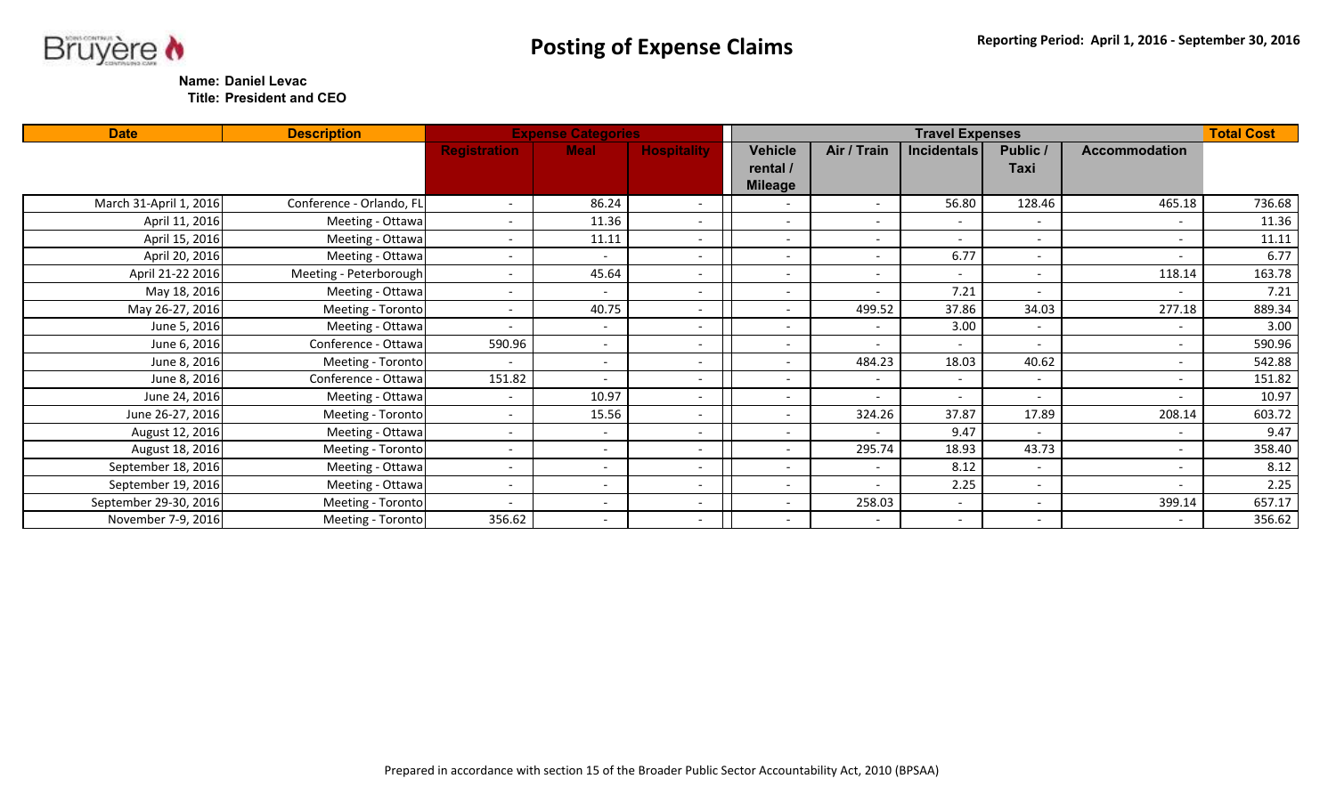# Posting of Expense Claims

**Reporting Period: April 1, 2016 - September 30, 2016**

**Name: Daniel Levac**
**Title: President and CEO**

| Date | Description | Expense Categories | | | Travel Expenses | | | | | Total Cost |
|---|---|---|---|---|---|---|---|---|---|---|
| | | Registration | Meal | Hospitality | Vehicle rental / Mileage | Air / Train | Incidentals | Public / Taxi | Accommodation | |
| March 31-April 1, 2016 | Conference - Orlando, FL | - | 86.24 | - | - | - | 56.80 | 128.46 | 465.18 | 736.68 |
| April 11, 2016 | Meeting - Ottawa | - | 11.36 | - | - | - | - | - | - | 11.36 |
| April 15, 2016 | Meeting - Ottawa | - | 11.11 | - | - | - | - | - | - | 11.11 |
| April 20, 2016 | Meeting - Ottawa | - | - | - | - | - | 6.77 | - | - | 6.77 |
| April 21-22 2016 | Meeting - Peterborough | - | 45.64 | - | - | - | - | - | 118.14 | 163.78 |
| May 18, 2016 | Meeting - Ottawa | - | - | - | - | - | 7.21 | - | - | 7.21 |
| May 26-27, 2016 | Meeting - Toronto | - | 40.75 | - | - | 499.52 | 37.86 | 34.03 | 277.18 | 889.34 |
| June 5, 2016 | Meeting - Ottawa | - | - | - | - | - | 3.00 | - | - | 3.00 |
| June 6, 2016 | Conference - Ottawa | 590.96 | - | - | - | - | - | - | - | 590.96 |
| June 8, 2016 | Meeting - Toronto | - | - | - | - | 484.23 | 18.03 | 40.62 | - | 542.88 |
| June 8, 2016 | Conference - Ottawa | 151.82 | - | - | - | - | - | - | - | 151.82 |
| June 24, 2016 | Meeting - Ottawa | - | 10.97 | - | - | - | - | - | - | 10.97 |
| June 26-27, 2016 | Meeting - Toronto | - | 15.56 | - | - | 324.26 | 37.87 | 17.89 | 208.14 | 603.72 |
| August 12, 2016 | Meeting - Ottawa | - | - | - | - | - | 9.47 | - | - | 9.47 |
| August 18, 2016 | Meeting - Toronto | - | - | - | - | 295.74 | 18.93 | 43.73 | - | 358.40 |
| September 18, 2016 | Meeting - Ottawa | - | - | - | - | - | 8.12 | - | - | 8.12 |
| September 19, 2016 | Meeting - Ottawa | - | - | - | - | - | 2.25 | - | - | 2.25 |
| September 29-30, 2016 | Meeting - Toronto | - | - | - | - | 258.03 | - | - | 399.14 | 657.17 |
| November 7-9, 2016 | Meeting - Toronto | 356.62 | - | - | - | - | - | - | - | 356.62 |

Prepared in accordance with section 15 of the Broader Public Sector Accountability Act, 2010 (BPSAA)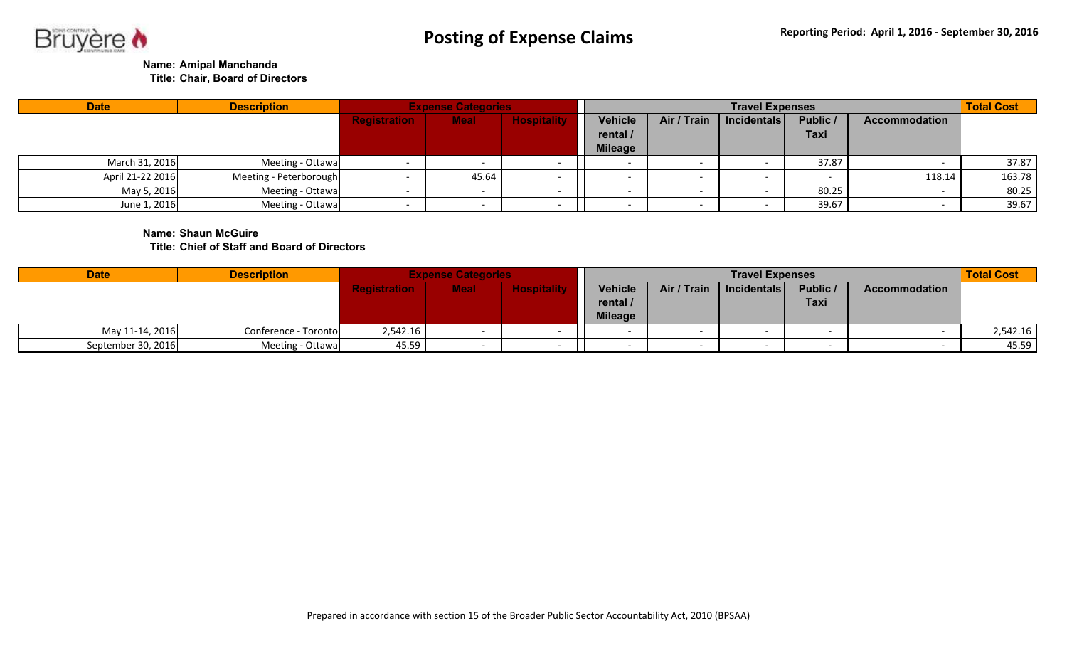# Posting of Expense Claims

**Reporting Period: April 1, 2016 - September 30, 2016**

**Name: Amipal Manchanda**
**Title: Chair, Board of Directors**

| Date | Description | Expense Categories | | | Travel Expenses | | | | | Total Cost |
|---|---|---|---|---|---|---|---|---|---|---|
| | | Registration | Meal | Hospitality | Vehicle rental / Mileage | Air / Train | Incidentals | Public / Taxi | Accommodation | |
| March 31, 2016 | Meeting - Ottawa | - | - | - | - | - | - | 37.87 | - | 37.87 |
| April 21-22 2016 | Meeting - Peterborough | - | 45.64 | - | - | - | - | - | 118.14 | 163.78 |
| May 5, 2016 | Meeting - Ottawa | - | - | - | - | - | - | 80.25 | - | 80.25 |
| June 1, 2016 | Meeting - Ottawa | - | - | - | - | - | - | 39.67 | - | 39.67 |

**Name: Shaun McGuire**
**Title: Chief of Staff and Board of Directors**

| Date | Description | Expense Categories | | | Travel Expenses | | | | | Total Cost |
|---|---|---|---|---|---|---|---|---|---|---|
| | | Registration | Meal | Hospitality | Vehicle rental / Mileage | Air / Train | Incidentals | Public / Taxi | Accommodation | |
| May 11-14, 2016 | Conference - Toronto | 2,542.16 | - | - | - | - | - | - | - | 2,542.16 |
| September 30, 2016 | Meeting - Ottawa | 45.59 | - | - | - | - | - | - | - | 45.59 |

Prepared in accordance with section 15 of the Broader Public Sector Accountability Act, 2010 (BPSAA)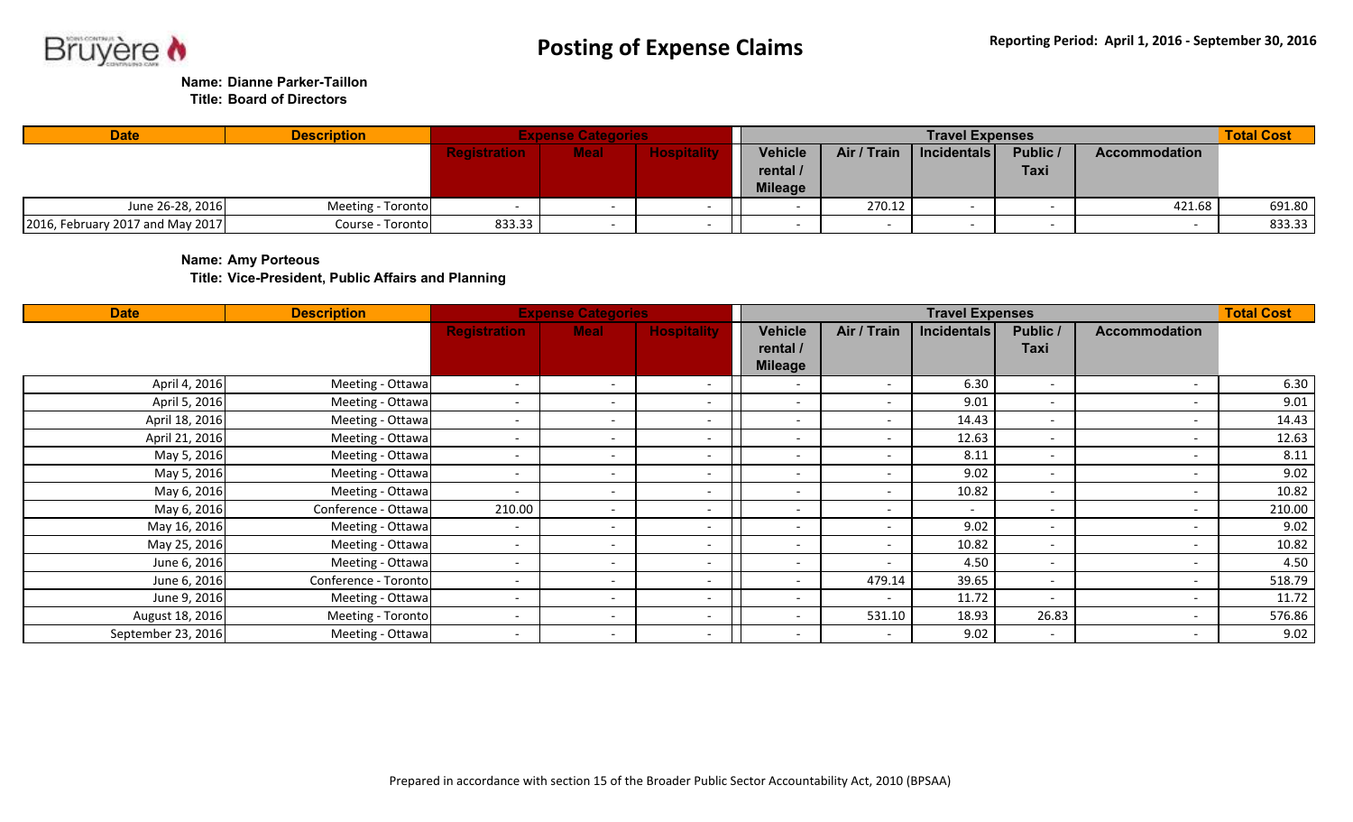# Posting of Expense Claims

**Reporting Period: April 1, 2016 - September 30, 2016**

**Name: Dianne Parker-Taillon**
**Title: Board of Directors**

| Date | Description | Expense Categories | | | Travel Expenses | | | | | Total Cost |
|---|---|---|---|---|---|---|---|---|---|---|
| | | Registration | Meal | Hospitality | Vehicle rental / Mileage | Air / Train | Incidentals | Public / Taxi | Accommodation | |
| June 26-28, 2016 | Meeting - Toronto | - | - | - | - | 270.12 | - | - | 421.68 | 691.80 |
| 2016, February 2017 and May 2017 | Course - Toronto | 833.33 | - | - | - | - | - | - | - | 833.33 |

**Name: Amy Porteous**
**Title: Vice-President, Public Affairs and Planning**

| Date | Description | Expense Categories | | | Travel Expenses | | | | | Total Cost |
|---|---|---|---|---|---|---|---|---|---|---|
| | | Registration | Meal | Hospitality | Vehicle rental / Mileage | Air / Train | Incidentals | Public / Taxi | Accommodation | |
| April 4, 2016 | Meeting - Ottawa | - | - | - | - | - | 6.30 | - | - | 6.30 |
| April 5, 2016 | Meeting - Ottawa | - | - | - | - | - | 9.01 | - | - | 9.01 |
| April 18, 2016 | Meeting - Ottawa | - | - | - | - | - | 14.43 | - | - | 14.43 |
| April 21, 2016 | Meeting - Ottawa | - | - | - | - | - | 12.63 | - | - | 12.63 |
| May 5, 2016 | Meeting - Ottawa | - | - | - | - | - | 8.11 | - | - | 8.11 |
| May 5, 2016 | Meeting - Ottawa | - | - | - | - | - | 9.02 | - | - | 9.02 |
| May 6, 2016 | Meeting - Ottawa | - | - | - | - | - | 10.82 | - | - | 10.82 |
| May 6, 2016 | Conference - Ottawa | 210.00 | - | - | - | - | - | - | - | 210.00 |
| May 16, 2016 | Meeting - Ottawa | - | - | - | - | - | 9.02 | - | - | 9.02 |
| May 25, 2016 | Meeting - Ottawa | - | - | - | - | - | 10.82 | - | - | 10.82 |
| June 6, 2016 | Meeting - Ottawa | - | - | - | - | - | 4.50 | - | - | 4.50 |
| June 6, 2016 | Conference - Toronto | - | - | - | - | 479.14 | 39.65 | - | - | 518.79 |
| June 9, 2016 | Meeting - Ottawa | - | - | - | - | - | 11.72 | - | - | 11.72 |
| August 18, 2016 | Meeting - Toronto | - | - | - | - | 531.10 | 18.93 | 26.83 | - | 576.86 |
| September 23, 2016 | Meeting - Ottawa | - | - | - | - | - | 9.02 | - | - | 9.02 |

Prepared in accordance with section 15 of the Broader Public Sector Accountability Act, 2010 (BPSAA)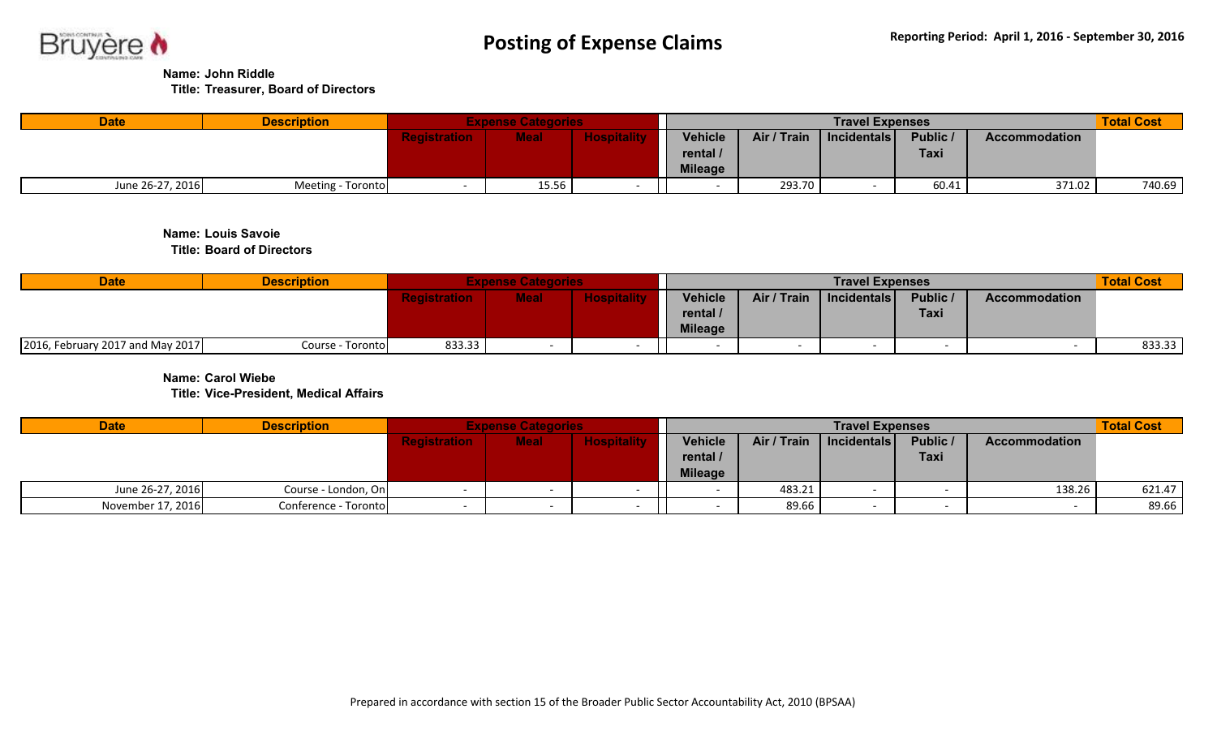# Posting of Expense Claims

**Reporting Period: April 1, 2016 - September 30, 2016**

**Name: John Riddle**
**Title: Treasurer, Board of Directors**

| Date | Description | Expense Categories | | | Travel Expenses | | | | | Total Cost |
|---|---|---|---|---|---|---|---|---|---|---|
| | | Registration | Meal | Hospitality | Vehicle rental / Mileage | Air / Train | Incidentals | Public / Taxi | Accommodation | |
| June 26-27, 2016 | Meeting - Toronto | - | 15.56 | - | - | 293.70 | - | 60.41 | 371.02 | 740.69 |

**Name: Louis Savoie**
**Title: Board of Directors**

| Date | Description | Expense Categories | | | Travel Expenses | | | | | Total Cost |
|---|---|---|---|---|---|---|---|---|---|---|
| | | Registration | Meal | Hospitality | Vehicle rental / Mileage | Air / Train | Incidentals | Public / Taxi | Accommodation | |
| 2016, February 2017 and May 2017 | Course - Toronto | 833.33 | - | - | - | - | - | - | - | 833.33 |

**Name: Carol Wiebe**
**Title: Vice-President, Medical Affairs**

| Date | Description | Expense Categories | | | Travel Expenses | | | | | Total Cost |
|---|---|---|---|---|---|---|---|---|---|---|
| | | Registration | Meal | Hospitality | Vehicle rental / Mileage | Air / Train | Incidentals | Public / Taxi | Accommodation | |
| June 26-27, 2016 | Course - London, On | - | - | - | - | 483.21 | - | - | 138.26 | 621.47 |
| November 17, 2016 | Conference - Toronto | - | - | - | - | 89.66 | - | - | - | 89.66 |

Prepared in accordance with section 15 of the Broader Public Sector Accountability Act, 2010 (BPSAA)